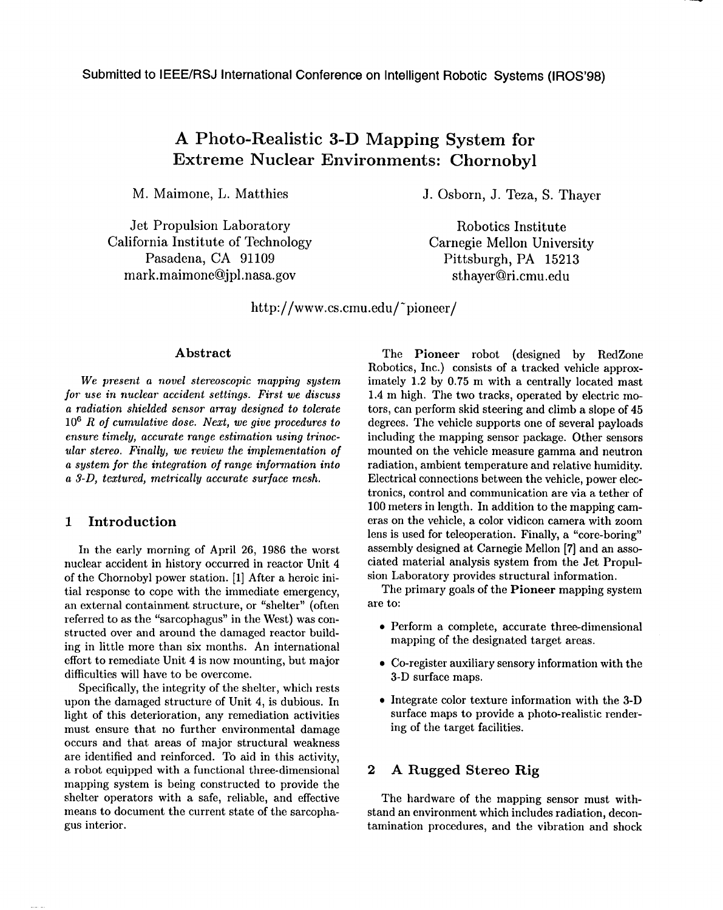Submitted to IEEE/RSJ International Conference on Intelligent Robotic Systems (IROS'98)

# A Photo-Realistic 3-D Mapping System for Extreme Nuclear Environments: Chornobyl

M. Maimone, L. Matthies

Jet Propulsion Laboratory
California Institute of Technology
Pasadena, CA 91109
mark.maimone@jpl.nasa.gov

J. Osborn, J. Teza, S. Thayer

Robotics Institute
Carnegie Mellon University
Pittsburgh, PA 15213
sthayer@ri.cmu.edu

http://www.cs.cmu.edu/~pioneer/

### Abstract

*We present a novel stereoscopic mapping system for use in nuclear accident settings. First we discuss a radiation shielded sensor array designed to tolerate $10^6$ R of cumulative dose. Next, we give procedures to ensure timely, accurate range estimation using trinocular stereo. Finally, we review the implementation of a system for the integration of range information into a 3-D, textured, metrically accurate surface mesh.*

## 1 Introduction

In the early morning of April 26, 1986 the worst nuclear accident in history occurred in reactor Unit 4 of the Chornobyl power station. [1] After a heroic initial response to cope with the immediate emergency, an external containment structure, or "shelter" (often referred to as the "sarcophagus" in the West) was constructed over and around the damaged reactor building in little more than six months. An international effort to remediate Unit 4 is now mounting, but major difficulties will have to be overcome.

Specifically, the integrity of the shelter, which rests upon the damaged structure of Unit 4, is dubious. In light of this deterioration, any remediation activities must ensure that no further environmental damage occurs and that areas of major structural weakness are identified and reinforced. To aid in this activity, a robot equipped with a functional three-dimensional mapping system is being constructed to provide the shelter operators with a safe, reliable, and effective means to document the current state of the sarcophagus interior.

The **Pioneer** robot (designed by RedZone Robotics, Inc.) consists of a tracked vehicle approximately 1.2 by 0.75 m with a centrally located mast 1.4 m high. The two tracks, operated by electric motors, can perform skid steering and climb a slope of 45 degrees. The vehicle supports one of several payloads including the mapping sensor package. Other sensors mounted on the vehicle measure gamma and neutron radiation, ambient temperature and relative humidity. Electrical connections between the vehicle, power electronics, control and communication are via a tether of 100 meters in length. In addition to the mapping cameras on the vehicle, a color vidicon camera with zoom lens is used for teleoperation. Finally, a "core-boring" assembly designed at Carnegie Mellon [7] and an associated material analysis system from the Jet Propulsion Laboratory provides structural information.

The primary goals of the **Pioneer** mapping system are to:

- Perform a complete, accurate three-dimensional mapping of the designated target areas.
- Co-register auxiliary sensory information with the 3-D surface maps.
- Integrate color texture information with the 3-D surface maps to provide a photo-realistic rendering of the target facilities.

## 2 A Rugged Stereo Rig

The hardware of the mapping sensor must withstand an environment which includes radiation, decontamination procedures, and the vibration and shock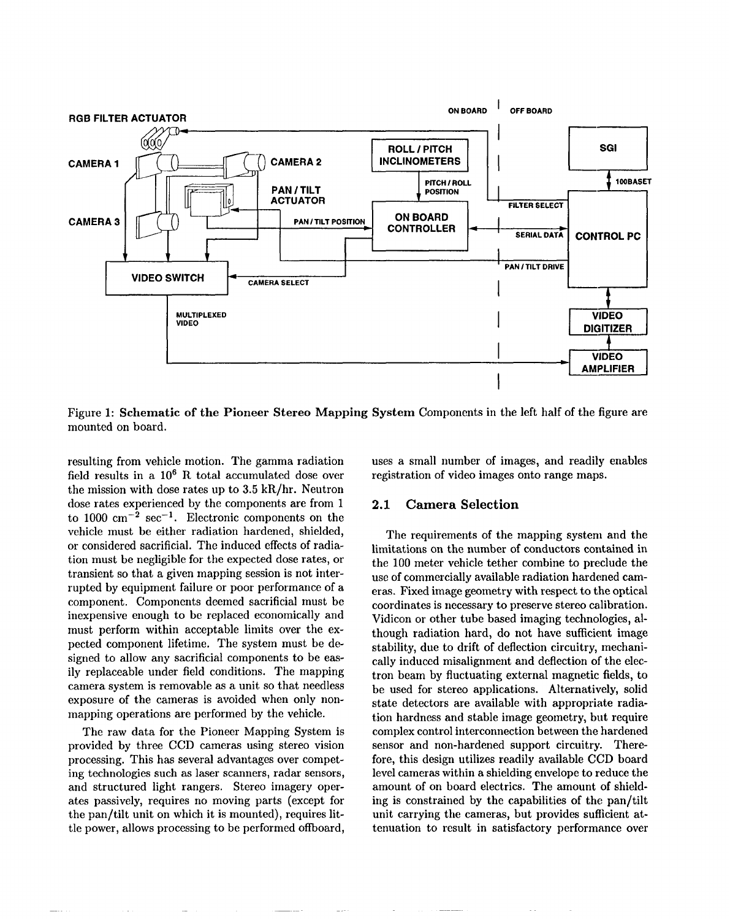Figure 1: **Schematic of the Pioneer Stereo Mapping System** Components in the left half of the figure are mounted on board.

resulting from vehicle motion. The gamma radiation field results in a $10^6$ R total accumulated dose over the mission with dose rates up to 3.5 kR/hr. Neutron dose rates experienced by the components are from 1 to 1000 $cm^{-2}$ $sec^{-1}$. Electronic components on the vehicle must be either radiation hardened, shielded, or considered sacrificial. The induced effects of radiation must be negligible for the expected dose rates, or transient so that a given mapping session is not interrupted by equipment failure or poor performance of a component. Components deemed sacrificial must be inexpensive enough to be replaced economically and must perform within acceptable limits over the expected component lifetime. The system must be designed to allow any sacrificial components to be easily replaceable under field conditions. The mapping camera system is removable as a unit so that needless exposure of the cameras is avoided when only non-mapping operations are performed by the vehicle.

The raw data for the Pioneer Mapping System is provided by three CCD cameras using stereo vision processing. This has several advantages over competing technologies such as laser scanners, radar sensors, and structured light rangers. Stereo imagery operates passively, requires no moving parts (except for the pan/tilt unit on which it is mounted), requires little power, allows processing to be performed offboard, uses a small number of images, and readily enables registration of video images onto range maps.

## 2.1 Camera Selection

The requirements of the mapping system and the limitations on the number of conductors contained in the 100 meter vehicle tether combine to preclude the use of commercially available radiation hardened cameras. Fixed image geometry with respect to the optical coordinates is necessary to preserve stereo calibration. Vidicon or other tube based imaging technologies, although radiation hard, do not have sufficient image stability, due to drift of deflection circuitry, mechanically induced misalignment and deflection of the electron beam by fluctuating external magnetic fields, to be used for stereo applications. Alternatively, solid state detectors are available with appropriate radiation hardness and stable image geometry, but require complex control interconnection between the hardened sensor and non-hardened support circuitry. Therefore, this design utilizes readily available CCD board level cameras within a shielding envelope to reduce the amount of on board electrics. The amount of shielding is constrained by the capabilities of the pan/tilt unit carrying the cameras, but provides sufficient attenuation to result in satisfactory performance over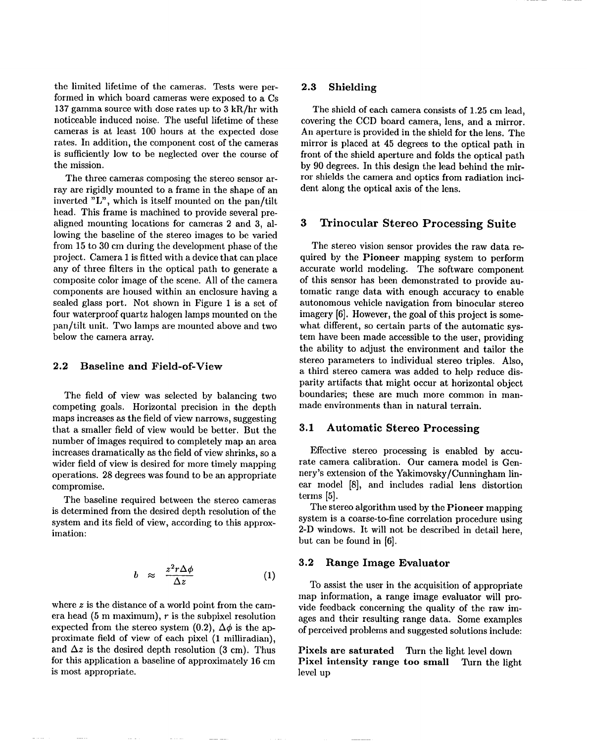the limited lifetime of the cameras. Tests were performed in which board cameras were exposed to a Cs 137 gamma source with dose rates up to 3 kR/hr with noticeable induced noise. The useful lifetime of these cameras is at least 100 hours at the expected dose rates. In addition, the component cost of the cameras is sufficiently low to be neglected over the course of the mission.

The three cameras composing the stereo sensor array are rigidly mounted to a frame in the shape of an inverted "L", which is itself mounted on the pan/tilt head. This frame is machined to provide several prealigned mounting locations for cameras 2 and 3, allowing the baseline of the stereo images to be varied from 15 to 30 cm during the development phase of the project. Camera 1 is fitted with a device that can place any of three filters in the optical path to generate a composite color image of the scene. All of the camera components are housed within an enclosure having a sealed glass port. Not shown in Figure 1 is a set of four waterproof quartz halogen lamps mounted on the pan/tilt unit. Two lamps are mounted above and two below the camera array.

### 2.2 Baseline and Field-of-View

The field of view was selected by balancing two competing goals. Horizontal precision in the depth maps increases as the field of view narrows, suggesting that a smaller field of view would be better. But the number of images required to completely map an area increases dramatically as the field of view shrinks, so a wider field of view is desired for more timely mapping operations. 28 degrees was found to be an appropriate compromise.

The baseline required between the stereo cameras is determined from the desired depth resolution of the system and its field of view, according to this approximation:

$$b \approx \frac{z^2 r \Delta\phi}{\Delta z} \tag{1}$$

where $z$ is the distance of a world point from the camera head (5 m maximum), $r$ is the subpixel resolution expected from the stereo system (0.2), $\Delta\phi$ is the approximate field of view of each pixel (1 milliradian), and $\Delta z$ is the desired depth resolution (3 cm). Thus for this application a baseline of approximately 16 cm is most appropriate.

### 2.3 Shielding

The shield of each camera consists of 1.25 cm lead, covering the CCD board camera, lens, and a mirror. An aperture is provided in the shield for the lens. The mirror is placed at 45 degrees to the optical path in front of the shield aperture and folds the optical path by 90 degrees. In this design the lead behind the mirror shields the camera and optics from radiation incident along the optical axis of the lens.

## 3 Trinocular Stereo Processing Suite

The stereo vision sensor provides the raw data required by the **Pioneer** mapping system to perform accurate world modeling. The software component of this sensor has been demonstrated to provide automatic range data with enough accuracy to enable autonomous vehicle navigation from binocular stereo imagery [6]. However, the goal of this project is somewhat different, so certain parts of the automatic system have been made accessible to the user, providing the ability to adjust the environment and tailor the stereo parameters to individual stereo triples. Also, a third stereo camera was added to help reduce disparity artifacts that might occur at horizontal object boundaries; these are much more common in manmade environments than in natural terrain.

### 3.1 Automatic Stereo Processing

Effective stereo processing is enabled by accurate camera calibration. Our camera model is Gennery's extension of the Yakimovsky/Cunningham linear model [8], and includes radial lens distortion terms [5].

The stereo algorithm used by the **Pioneer** mapping system is a coarse-to-fine correlation procedure using 2-D windows. It will not be described in detail here, but can be found in [6].

### 3.2 Range Image Evaluator

To assist the user in the acquisition of appropriate map information, a range image evaluator will provide feedback concerning the quality of the raw images and their resulting range data. Some examples of perceived problems and suggested solutions include:

**Pixels are saturated** Turn the light level down
**Pixel intensity range too small** Turn the light level up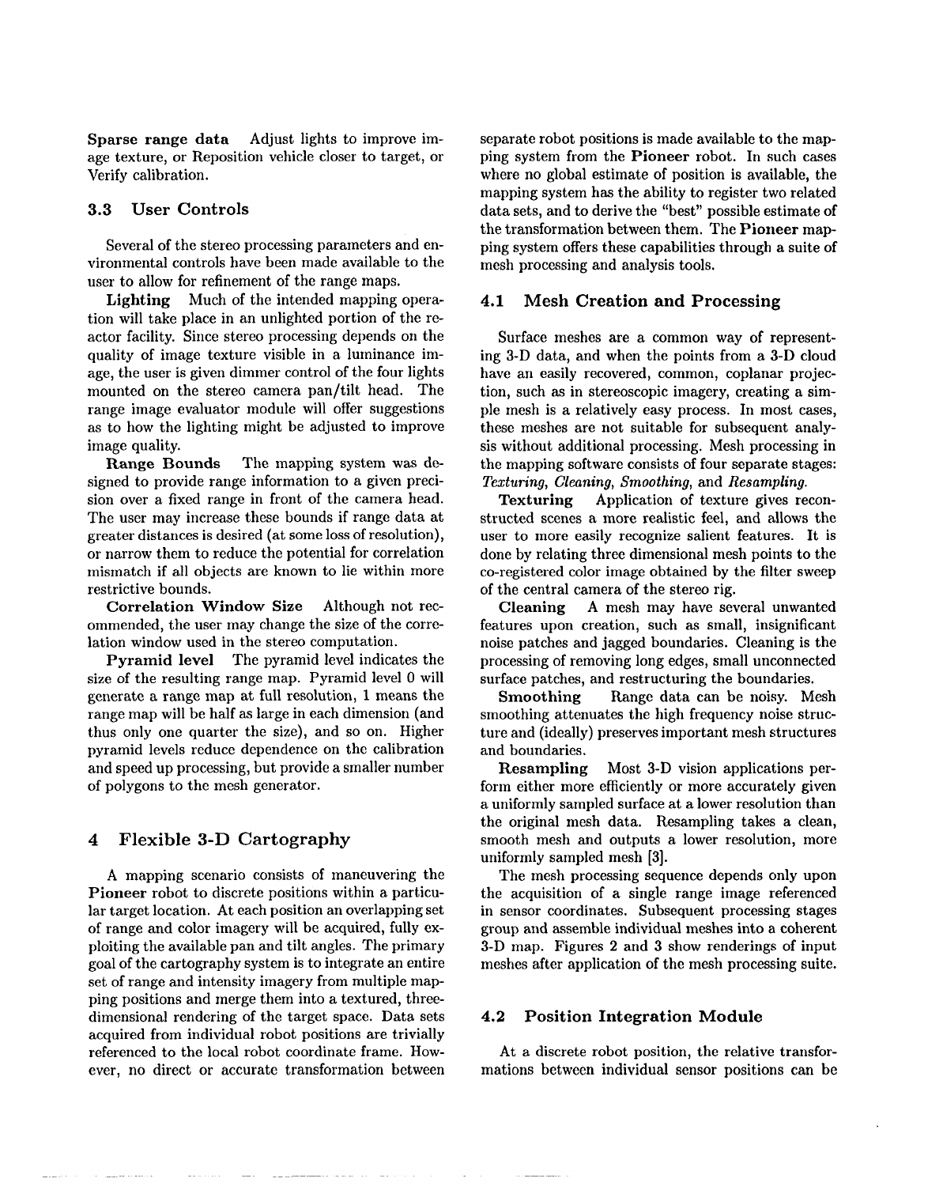**Sparse range data** Adjust lights to improve image texture, or Reposition vehicle closer to target, or Verify calibration.

### 3.3 User Controls

Several of the stereo processing parameters and environmental controls have been made available to the user to allow for refinement of the range maps.

**Lighting** Much of the intended mapping operation will take place in an unlighted portion of the reactor facility. Since stereo processing depends on the quality of image texture visible in a luminance image, the user is given dimmer control of the four lights mounted on the stereo camera pan/tilt head. The range image evaluator module will offer suggestions as to how the lighting might be adjusted to improve image quality.

**Range Bounds** The mapping system was designed to provide range information to a given precision over a fixed range in front of the camera head. The user may increase these bounds if range data at greater distances is desired (at some loss of resolution), or narrow them to reduce the potential for correlation mismatch if all objects are known to lie within more restrictive bounds.

**Correlation Window Size** Although not recommended, the user may change the size of the correlation window used in the stereo computation.

**Pyramid level** The pyramid level indicates the size of the resulting range map. Pyramid level 0 will generate a range map at full resolution, 1 means the range map will be half as large in each dimension (and thus only one quarter the size), and so on. Higher pyramid levels reduce dependence on the calibration and speed up processing, but provide a smaller number of polygons to the mesh generator.

## 4 Flexible 3-D Cartography

A mapping scenario consists of maneuvering the **Pioneer** robot to discrete positions within a particular target location. At each position an overlapping set of range and color imagery will be acquired, fully exploiting the available pan and tilt angles. The primary goal of the cartography system is to integrate an entire set of range and intensity imagery from multiple mapping positions and merge them into a textured, three-dimensional rendering of the target space. Data sets acquired from individual robot positions are trivially referenced to the local robot coordinate frame. However, no direct or accurate transformation between separate robot positions is made available to the mapping system from the **Pioneer** robot. In such cases where no global estimate of position is available, the mapping system has the ability to register two related data sets, and to derive the "best" possible estimate of the transformation between them. The **Pioneer** mapping system offers these capabilities through a suite of mesh processing and analysis tools.

### 4.1 Mesh Creation and Processing

Surface meshes are a common way of representing 3-D data, and when the points from a 3-D cloud have an easily recovered, common, coplanar projection, such as in stereoscopic imagery, creating a simple mesh is a relatively easy process. In most cases, these meshes are not suitable for subsequent analysis without additional processing. Mesh processing in the mapping software consists of four separate stages: *Texturing*, *Cleaning*, *Smoothing*, and *Resampling*.

**Texturing** Application of texture gives reconstructed scenes a more realistic feel, and allows the user to more easily recognize salient features. It is done by relating three dimensional mesh points to the co-registered color image obtained by the filter sweep of the central camera of the stereo rig.

**Cleaning** A mesh may have several unwanted features upon creation, such as small, insignificant noise patches and jagged boundaries. Cleaning is the processing of removing long edges, small unconnected surface patches, and restructuring the boundaries.

**Smoothing** Range data can be noisy. Mesh smoothing attenuates the high frequency noise structure and (ideally) preserves important mesh structures and boundaries.

**Resampling** Most 3-D vision applications perform either more efficiently or more accurately given a uniformly sampled surface at a lower resolution than the original mesh data. Resampling takes a clean, smooth mesh and outputs a lower resolution, more uniformly sampled mesh [3].

The mesh processing sequence depends only upon the acquisition of a single range image referenced in sensor coordinates. Subsequent processing stages group and assemble individual meshes into a coherent 3-D map. Figures 2 and 3 show renderings of input meshes after application of the mesh processing suite.

### 4.2 Position Integration Module

At a discrete robot position, the relative transformations between individual sensor positions can be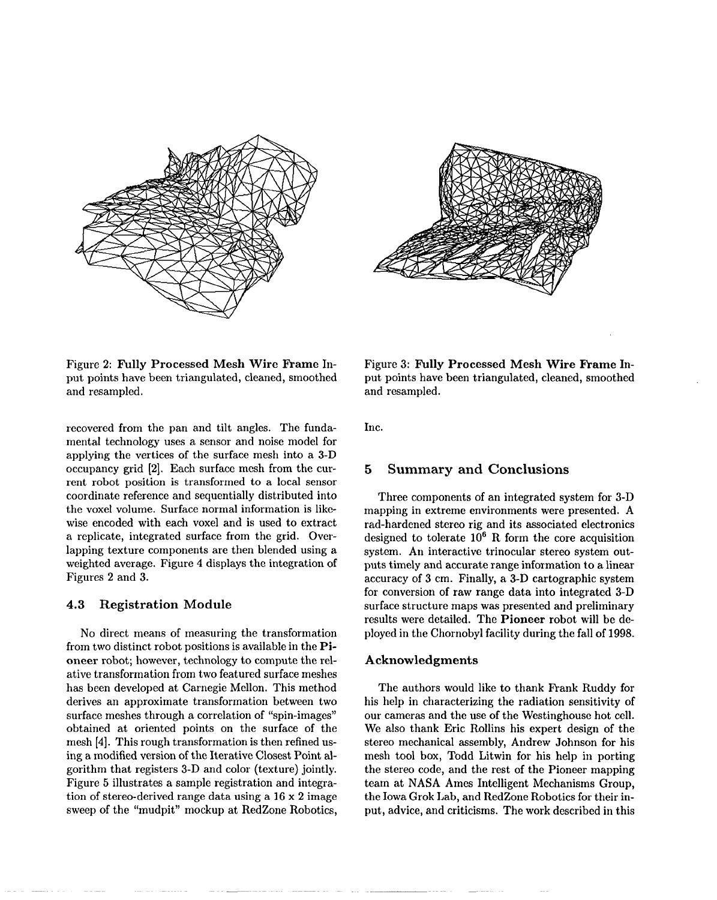Figure 2: **Fully Processed Mesh Wire Frame** Input points have been triangulated, cleaned, smoothed and resampled.

Figure 3: **Fully Processed Mesh Wire Frame** Input points have been triangulated, cleaned, smoothed and resampled.

recovered from the pan and tilt angles. The fundamental technology uses a sensor and noise model for applying the vertices of the surface mesh into a 3-D occupancy grid [2]. Each surface mesh from the current robot position is transformed to a local sensor coordinate reference and sequentially distributed into the voxel volume. Surface normal information is likewise encoded with each voxel and is used to extract a replicate, integrated surface from the grid. Overlapping texture components are then blended using a weighted average. Figure 4 displays the integration of Figures 2 and 3.

### 4.3 Registration Module

No direct means of measuring the transformation from two distinct robot positions is available in the **Pioneer** robot; however, technology to compute the relative transformation from two featured surface meshes has been developed at Carnegie Mellon. This method derives an approximate transformation between two surface meshes through a correlation of "spin-images" obtained at oriented points on the surface of the mesh [4]. This rough transformation is then refined using a modified version of the Iterative Closest Point algorithm that registers 3-D and color (texture) jointly. Figure 5 illustrates a sample registration and integration of stereo-derived range data using a 16 x 2 image sweep of the "mudpit" mockup at RedZone Robotics, Inc.

## 5 Summary and Conclusions

Three components of an integrated system for 3-D mapping in extreme environments were presented. A rad-hardened stereo rig and its associated electronics designed to tolerate $10^6$ R form the core acquisition system. An interactive trinocular stereo system outputs timely and accurate range information to a linear accuracy of 3 cm. Finally, a 3-D cartographic system for conversion of raw range data into integrated 3-D surface structure maps was presented and preliminary results were detailed. The **Pioneer** robot will be deployed in the Chornobyl facility during the fall of 1998.

### Acknowledgments

The authors would like to thank Frank Ruddy for his help in characterizing the radiation sensitivity of our cameras and the use of the Westinghouse hot cell. We also thank Eric Rollins his expert design of the stereo mechanical assembly, Andrew Johnson for his mesh tool box, Todd Litwin for his help in porting the stereo code, and the rest of the Pioneer mapping team at NASA Ames Intelligent Mechanisms Group, the Iowa Grok Lab, and RedZone Robotics for their input, advice, and criticisms. The work described in this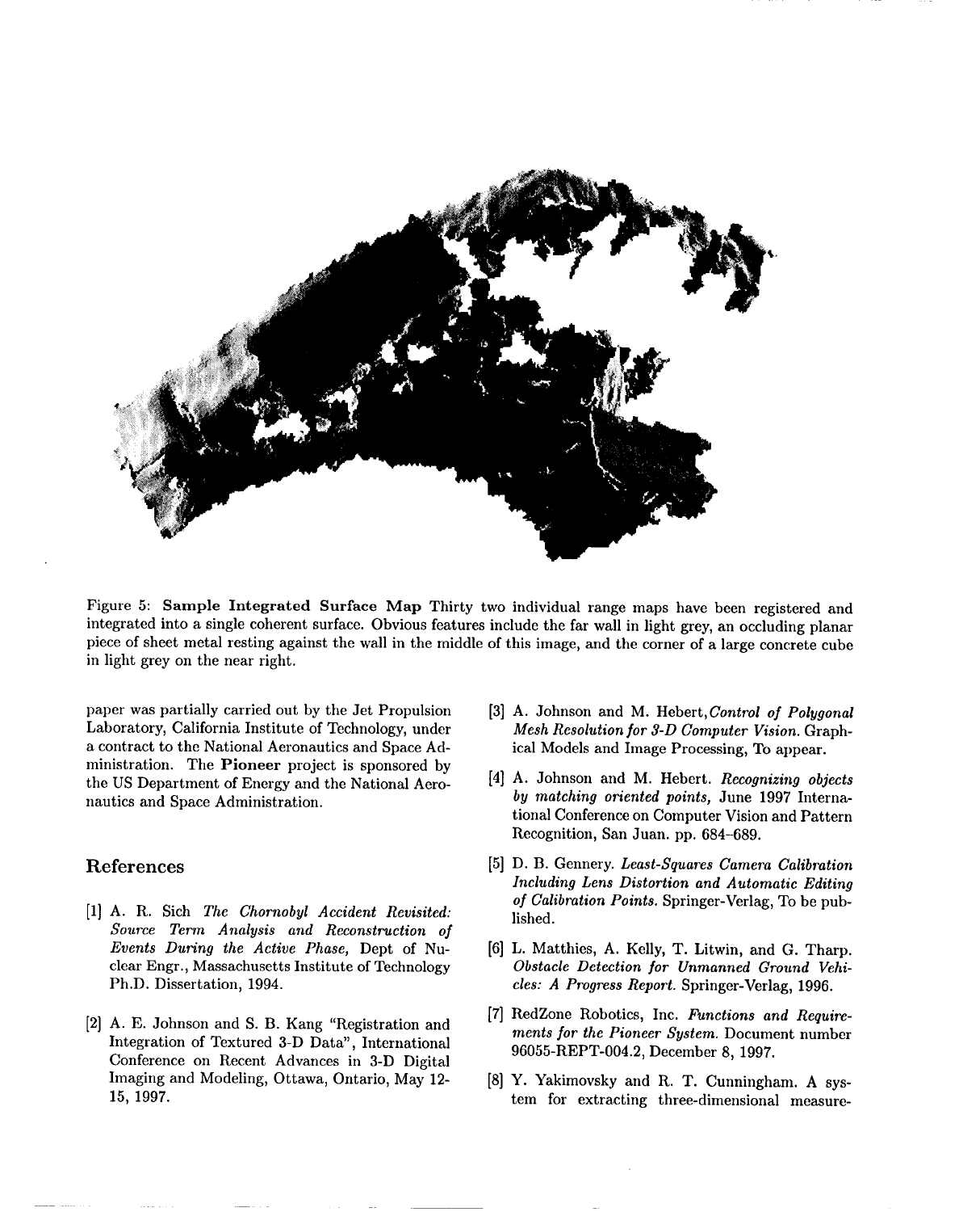Figure 5: **Sample Integrated Surface Map** Thirty two individual range maps have been registered and integrated into a single coherent surface. Obvious features include the far wall in light grey, an occluding planar piece of sheet metal resting against the wall in the middle of this image, and the corner of a large concrete cube in light grey on the near right.

paper was partially carried out by the Jet Propulsion Laboratory, California Institute of Technology, under a contract to the National Aeronautics and Space Administration. The **Pioneer** project is sponsored by the US Department of Energy and the National Aeronautics and Space Administration.

## References

[1] A. R. Sich *The Chornobyl Accident Revisited: Source Term Analysis and Reconstruction of Events During the Active Phase,* Dept of Nuclear Engr., Massachusetts Institute of Technology Ph.D. Dissertation, 1994.

[2] A. E. Johnson and S. B. Kang "Registration and Integration of Textured 3-D Data", International Conference on Recent Advances in 3-D Digital Imaging and Modeling, Ottawa, Ontario, May 12-15, 1997.

[3] A. Johnson and M. Hebert,*Control of Polygonal Mesh Resolution for 3-D Computer Vision.* Graphical Models and Image Processing, To appear.

[4] A. Johnson and M. Hebert. *Recognizing objects by matching oriented points,* June 1997 International Conference on Computer Vision and Pattern Recognition, San Juan. pp. 684–689.

[5] D. B. Gennery. *Least-Squares Camera Calibration Including Lens Distortion and Automatic Editing of Calibration Points.* Springer-Verlag, To be published.

[6] L. Matthies, A. Kelly, T. Litwin, and G. Tharp. *Obstacle Detection for Unmanned Ground Vehicles: A Progress Report.* Springer-Verlag, 1996.

[7] RedZone Robotics, Inc. *Functions and Requirements for the Pioneer System.* Document number 96055-REPT-004.2, December 8, 1997.

[8] Y. Yakimovsky and R. T. Cunningham. A system for extracting three-dimensional measure-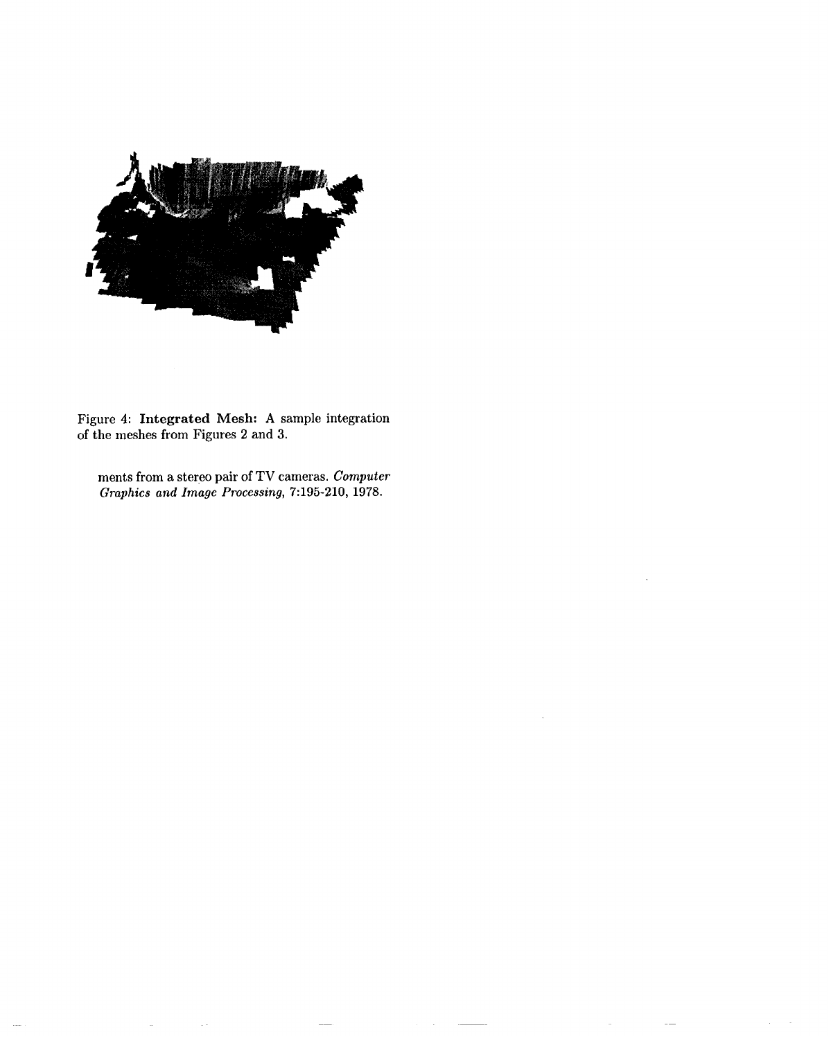Figure 4: **Integrated Mesh:** A sample integration of the meshes from Figures 2 and 3.

ments from a stereo pair of TV cameras. *Computer Graphics and Image Processing*, 7:195-210, 1978.